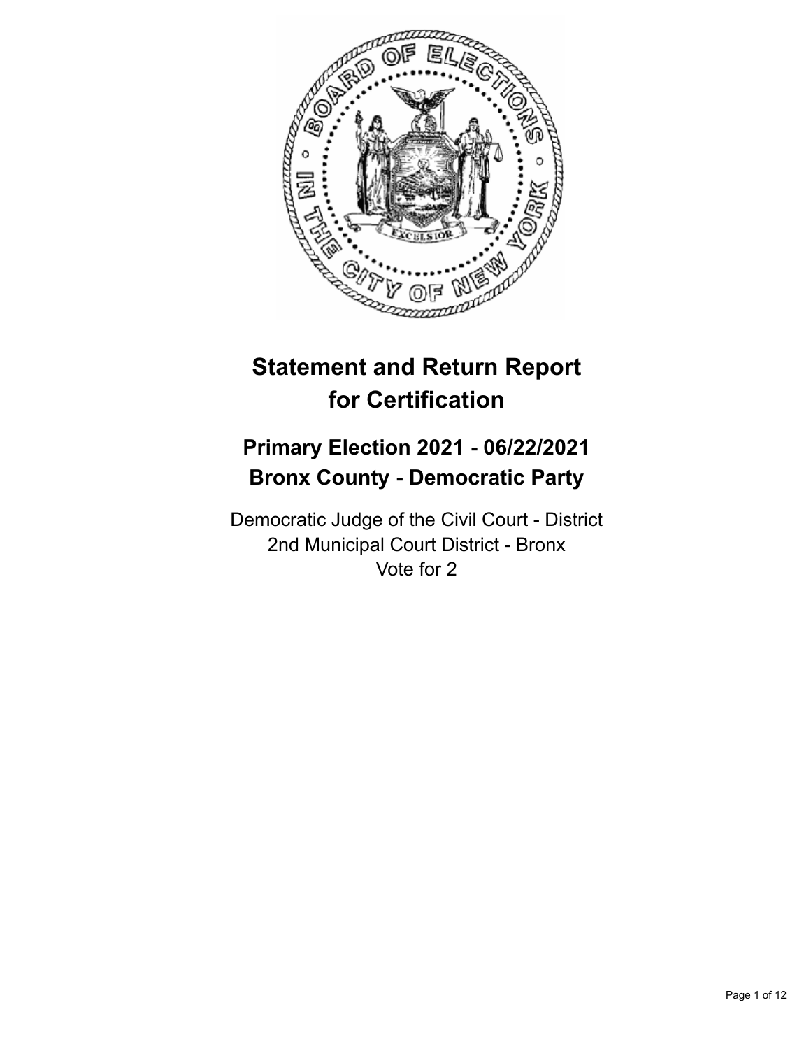# Statement and Return Report for Certification

## Primary Election 2021 - 06/22/2021
## Bronx County - Democratic Party

Democratic Judge of the Civil Court - District
2nd Municipal Court District - Bronx
Vote for 2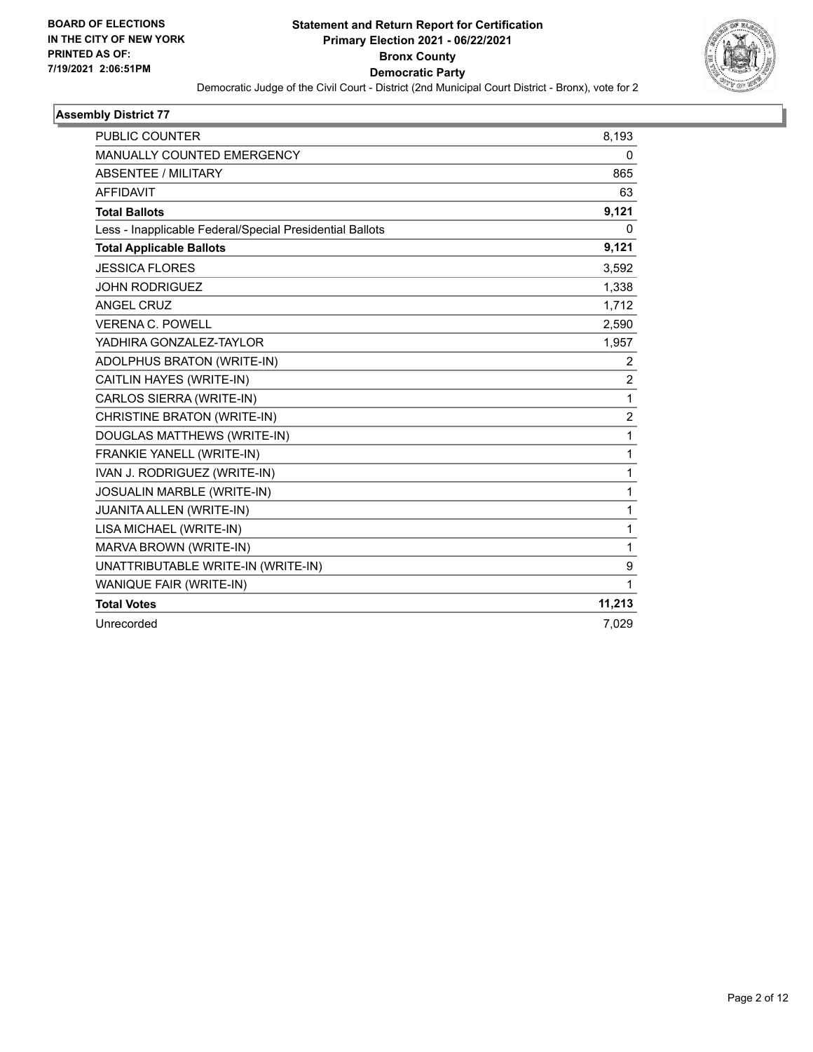**BOARD OF ELECTIONS IN THE CITY OF NEW YORK PRINTED AS OF: 7/19/2021 2:06:51PM**

# Statement and Return Report for Certification
## Primary Election 2021 - 06/22/2021
## Bronx County
## Democratic Party

Democratic Judge of the Civil Court - District (2nd Municipal Court District - Bronx), vote for 2

### Assembly District 77

| | |
|---|---|
| PUBLIC COUNTER | 8,193 |
| MANUALLY COUNTED EMERGENCY | 0 |
| ABSENTEE / MILITARY | 865 |
| AFFIDAVIT | 63 |
| **Total Ballots** | **9,121** |
| Less - Inapplicable Federal/Special Presidential Ballots | 0 |
| **Total Applicable Ballots** | **9,121** |
| JESSICA FLORES | 3,592 |
| JOHN RODRIGUEZ | 1,338 |
| ANGEL CRUZ | 1,712 |
| VERENA C. POWELL | 2,590 |
| YADHIRA GONZALEZ-TAYLOR | 1,957 |
| ADOLPHUS BRATON (WRITE-IN) | 2 |
| CAITLIN HAYES (WRITE-IN) | 2 |
| CARLOS SIERRA (WRITE-IN) | 1 |
| CHRISTINE BRATON (WRITE-IN) | 2 |
| DOUGLAS MATTHEWS (WRITE-IN) | 1 |
| FRANKIE YANELL (WRITE-IN) | 1 |
| IVAN J. RODRIGUEZ (WRITE-IN) | 1 |
| JOSUALIN MARBLE (WRITE-IN) | 1 |
| JUANITA ALLEN (WRITE-IN) | 1 |
| LISA MICHAEL (WRITE-IN) | 1 |
| MARVA BROWN (WRITE-IN) | 1 |
| UNATTRIBUTABLE WRITE-IN (WRITE-IN) | 9 |
| WANIQUE FAIR (WRITE-IN) | 1 |
| **Total Votes** | **11,213** |
| Unrecorded | 7,029 |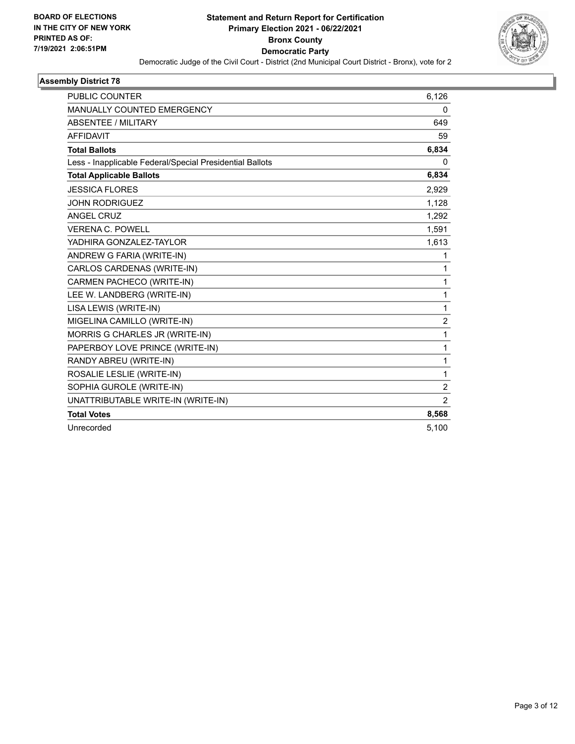**BOARD OF ELECTIONS IN THE CITY OF NEW YORK PRINTED AS OF: 7/19/2021 2:06:51PM**

# Statement and Return Report for Certification
## Primary Election 2021 - 06/22/2021
## Bronx County
## Democratic Party
Democratic Judge of the Civil Court - District (2nd Municipal Court District - Bronx), vote for 2

### Assembly District 78

| | |
|---|---|
| PUBLIC COUNTER | 6,126 |
| MANUALLY COUNTED EMERGENCY | 0 |
| ABSENTEE / MILITARY | 649 |
| AFFIDAVIT | 59 |
| **Total Ballots** | **6,834** |
| Less - Inapplicable Federal/Special Presidential Ballots | 0 |
| **Total Applicable Ballots** | **6,834** |
| JESSICA FLORES | 2,929 |
| JOHN RODRIGUEZ | 1,128 |
| ANGEL CRUZ | 1,292 |
| VERENA C. POWELL | 1,591 |
| YADHIRA GONZALEZ-TAYLOR | 1,613 |
| ANDREW G FARIA (WRITE-IN) | 1 |
| CARLOS CARDENAS (WRITE-IN) | 1 |
| CARMEN PACHECO (WRITE-IN) | 1 |
| LEE W. LANDBERG (WRITE-IN) | 1 |
| LISA LEWIS (WRITE-IN) | 1 |
| MIGELINA CAMILLO (WRITE-IN) | 2 |
| MORRIS G CHARLES JR (WRITE-IN) | 1 |
| PAPERBOY LOVE PRINCE (WRITE-IN) | 1 |
| RANDY ABREU (WRITE-IN) | 1 |
| ROSALIE LESLIE (WRITE-IN) | 1 |
| SOPHIA GUROLE (WRITE-IN) | 2 |
| UNATTRIBUTABLE WRITE-IN (WRITE-IN) | 2 |
| **Total Votes** | **8,568** |
| Unrecorded | 5,100 |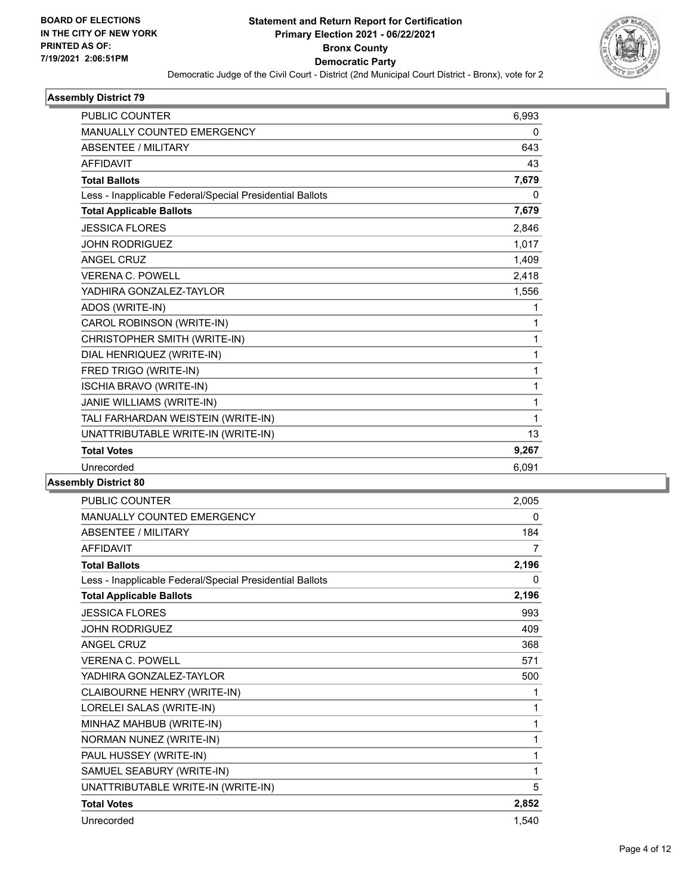BOARD OF ELECTIONS
IN THE CITY OF NEW YORK
PRINTED AS OF:
7/19/2021 2:06:51PM

# Statement and Return Report for Certification
## Primary Election 2021 - 06/22/2021
## Bronx County
## Democratic Party

Democratic Judge of the Civil Court - District (2nd Municipal Court District - Bronx), vote for 2

### Assembly District 79

| | |
|---|---|
| PUBLIC COUNTER | 6,993 |
| MANUALLY COUNTED EMERGENCY | 0 |
| ABSENTEE / MILITARY | 643 |
| AFFIDAVIT | 43 |
| **Total Ballots** | **7,679** |
| Less - Inapplicable Federal/Special Presidential Ballots | 0 |
| **Total Applicable Ballots** | **7,679** |
| JESSICA FLORES | 2,846 |
| JOHN RODRIGUEZ | 1,017 |
| ANGEL CRUZ | 1,409 |
| VERENA C. POWELL | 2,418 |
| YADHIRA GONZALEZ-TAYLOR | 1,556 |
| ADOS (WRITE-IN) | 1 |
| CAROL ROBINSON (WRITE-IN) | 1 |
| CHRISTOPHER SMITH (WRITE-IN) | 1 |
| DIAL HENRIQUEZ (WRITE-IN) | 1 |
| FRED TRIGO (WRITE-IN) | 1 |
| ISCHIA BRAVO (WRITE-IN) | 1 |
| JANIE WILLIAMS (WRITE-IN) | 1 |
| TALI FARHARDAN WEISTEIN (WRITE-IN) | 1 |
| UNATTRIBUTABLE WRITE-IN (WRITE-IN) | 13 |
| **Total Votes** | **9,267** |
| Unrecorded | 6,091 |

### Assembly District 80

| | |
|---|---|
| PUBLIC COUNTER | 2,005 |
| MANUALLY COUNTED EMERGENCY | 0 |
| ABSENTEE / MILITARY | 184 |
| AFFIDAVIT | 7 |
| **Total Ballots** | **2,196** |
| Less - Inapplicable Federal/Special Presidential Ballots | 0 |
| **Total Applicable Ballots** | **2,196** |
| JESSICA FLORES | 993 |
| JOHN RODRIGUEZ | 409 |
| ANGEL CRUZ | 368 |
| VERENA C. POWELL | 571 |
| YADHIRA GONZALEZ-TAYLOR | 500 |
| CLAIBOURNE HENRY (WRITE-IN) | 1 |
| LORELEI SALAS (WRITE-IN) | 1 |
| MINHAZ MAHBUB (WRITE-IN) | 1 |
| NORMAN NUNEZ (WRITE-IN) | 1 |
| PAUL HUSSEY (WRITE-IN) | 1 |
| SAMUEL SEABURY (WRITE-IN) | 1 |
| UNATTRIBUTABLE WRITE-IN (WRITE-IN) | 5 |
| **Total Votes** | **2,852** |
| Unrecorded | 1,540 |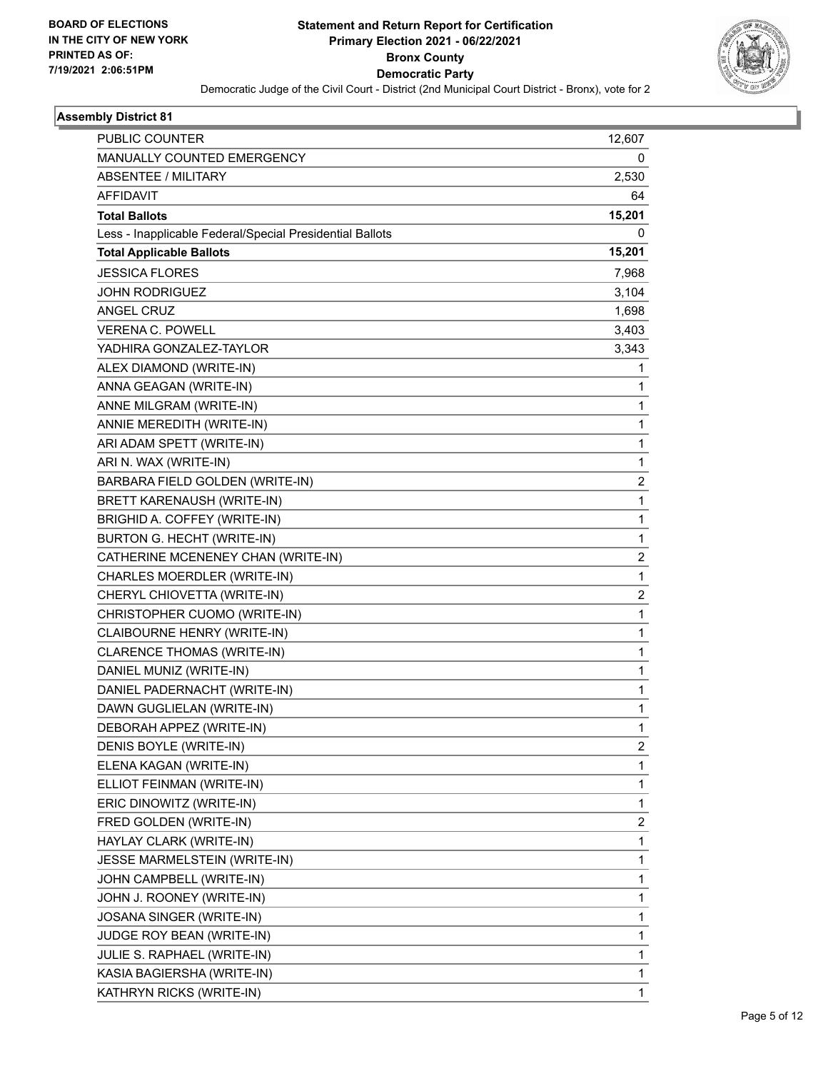**BOARD OF ELECTIONS IN THE CITY OF NEW YORK PRINTED AS OF: 7/19/2021 2:06:51PM**

# Statement and Return Report for Certification
## Primary Election 2021 - 06/22/2021
## Bronx County
## Democratic Party

Democratic Judge of the Civil Court - District (2nd Municipal Court District - Bronx), vote for 2

### Assembly District 81

| | |
|---|---|
| PUBLIC COUNTER | 12,607 |
| MANUALLY COUNTED EMERGENCY | 0 |
| ABSENTEE / MILITARY | 2,530 |
| AFFIDAVIT | 64 |
| **Total Ballots** | **15,201** |
| Less - Inapplicable Federal/Special Presidential Ballots | 0 |
| **Total Applicable Ballots** | **15,201** |
| JESSICA FLORES | 7,968 |
| JOHN RODRIGUEZ | 3,104 |
| ANGEL CRUZ | 1,698 |
| VERENA C. POWELL | 3,403 |
| YADHIRA GONZALEZ-TAYLOR | 3,343 |
| ALEX DIAMOND (WRITE-IN) | 1 |
| ANNA GEAGAN (WRITE-IN) | 1 |
| ANNE MILGRAM (WRITE-IN) | 1 |
| ANNIE MEREDITH (WRITE-IN) | 1 |
| ARI ADAM SPETT (WRITE-IN) | 1 |
| ARI N. WAX (WRITE-IN) | 1 |
| BARBARA FIELD GOLDEN (WRITE-IN) | 2 |
| BRETT KARENAUSH (WRITE-IN) | 1 |
| BRIGHID A. COFFEY (WRITE-IN) | 1 |
| BURTON G. HECHT (WRITE-IN) | 1 |
| CATHERINE MCENENEY CHAN (WRITE-IN) | 2 |
| CHARLES MOERDLER (WRITE-IN) | 1 |
| CHERYL CHIOVETTA (WRITE-IN) | 2 |
| CHRISTOPHER CUOMO (WRITE-IN) | 1 |
| CLAIBOURNE HENRY (WRITE-IN) | 1 |
| CLARENCE THOMAS (WRITE-IN) | 1 |
| DANIEL MUNIZ (WRITE-IN) | 1 |
| DANIEL PADERNACHT (WRITE-IN) | 1 |
| DAWN GUGLIELAN (WRITE-IN) | 1 |
| DEBORAH APPEZ (WRITE-IN) | 1 |
| DENIS BOYLE (WRITE-IN) | 2 |
| ELENA KAGAN (WRITE-IN) | 1 |
| ELLIOT FEINMAN (WRITE-IN) | 1 |
| ERIC DINOWITZ (WRITE-IN) | 1 |
| FRED GOLDEN (WRITE-IN) | 2 |
| HAYLAY CLARK (WRITE-IN) | 1 |
| JESSE MARMELSTEIN (WRITE-IN) | 1 |
| JOHN CAMPBELL (WRITE-IN) | 1 |
| JOHN J. ROONEY (WRITE-IN) | 1 |
| JOSANA SINGER (WRITE-IN) | 1 |
| JUDGE ROY BEAN (WRITE-IN) | 1 |
| JULIE S. RAPHAEL (WRITE-IN) | 1 |
| KASIA BAGIERSHA (WRITE-IN) | 1 |
| KATHRYN RICKS (WRITE-IN) | 1 |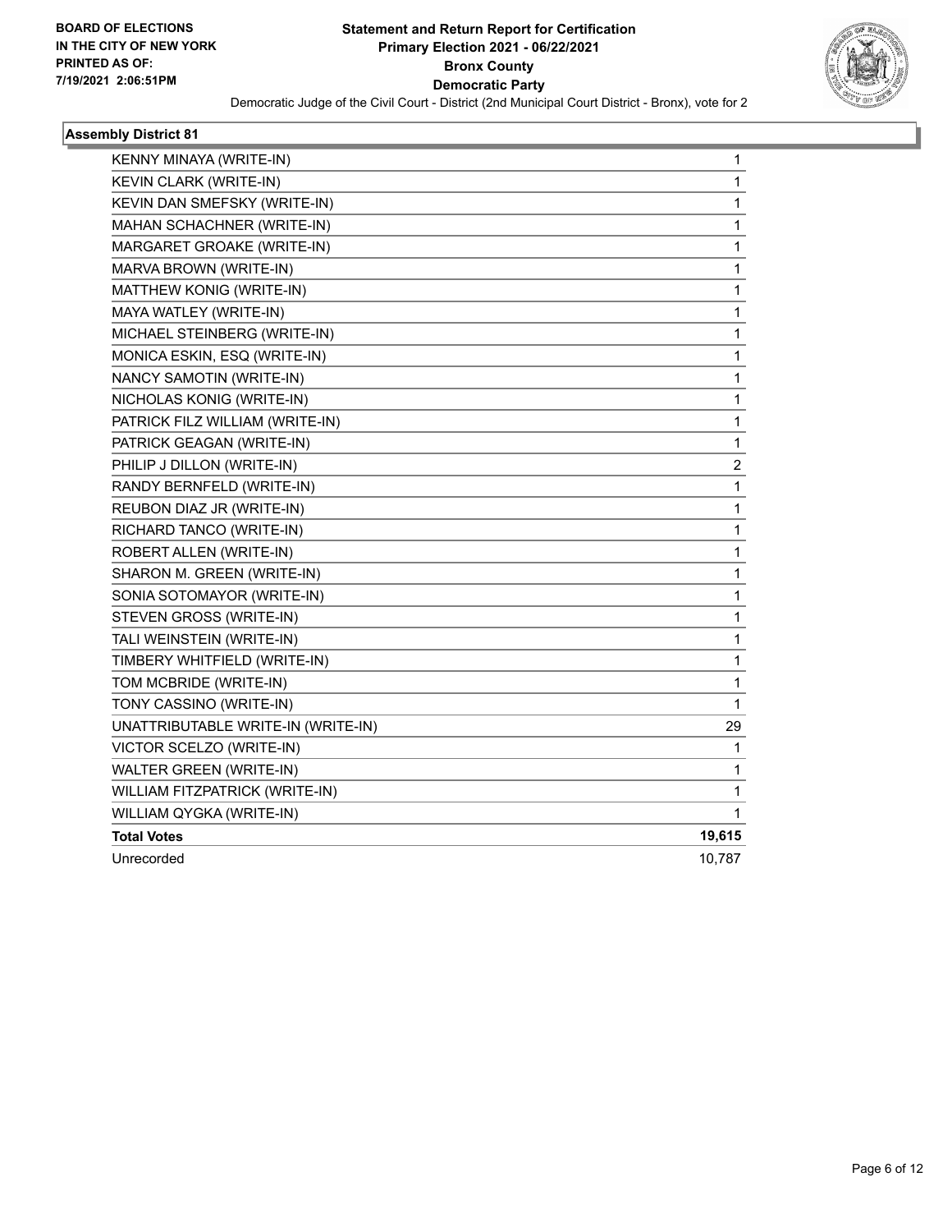**BOARD OF ELECTIONS IN THE CITY OF NEW YORK PRINTED AS OF: 7/19/2021 2:06:51PM**

# Statement and Return Report for Certification
## Primary Election 2021 - 06/22/2021
## Bronx County
## Democratic Party

Democratic Judge of the Civil Court - District (2nd Municipal Court District - Bronx), vote for 2

### Assembly District 81

| | |
|---|---|
| KENNY MINAYA (WRITE-IN) | 1 |
| KEVIN CLARK (WRITE-IN) | 1 |
| KEVIN DAN SMEFSKY (WRITE-IN) | 1 |
| MAHAN SCHACHNER (WRITE-IN) | 1 |
| MARGARET GROAKE (WRITE-IN) | 1 |
| MARVA BROWN (WRITE-IN) | 1 |
| MATTHEW KONIG (WRITE-IN) | 1 |
| MAYA WATLEY (WRITE-IN) | 1 |
| MICHAEL STEINBERG (WRITE-IN) | 1 |
| MONICA ESKIN, ESQ (WRITE-IN) | 1 |
| NANCY SAMOTIN (WRITE-IN) | 1 |
| NICHOLAS KONIG (WRITE-IN) | 1 |
| PATRICK FILZ WILLIAM (WRITE-IN) | 1 |
| PATRICK GEAGAN (WRITE-IN) | 1 |
| PHILIP J DILLON (WRITE-IN) | 2 |
| RANDY BERNFELD (WRITE-IN) | 1 |
| REUBON DIAZ JR (WRITE-IN) | 1 |
| RICHARD TANCO (WRITE-IN) | 1 |
| ROBERT ALLEN (WRITE-IN) | 1 |
| SHARON M. GREEN (WRITE-IN) | 1 |
| SONIA SOTOMAYOR (WRITE-IN) | 1 |
| STEVEN GROSS (WRITE-IN) | 1 |
| TALI WEINSTEIN (WRITE-IN) | 1 |
| TIMBERY WHITFIELD (WRITE-IN) | 1 |
| TOM MCBRIDE (WRITE-IN) | 1 |
| TONY CASSINO (WRITE-IN) | 1 |
| UNATTRIBUTABLE WRITE-IN (WRITE-IN) | 29 |
| VICTOR SCELZO (WRITE-IN) | 1 |
| WALTER GREEN (WRITE-IN) | 1 |
| WILLIAM FITZPATRICK (WRITE-IN) | 1 |
| WILLIAM QYGKA (WRITE-IN) | 1 |
| **Total Votes** | **19,615** |
| Unrecorded | 10,787 |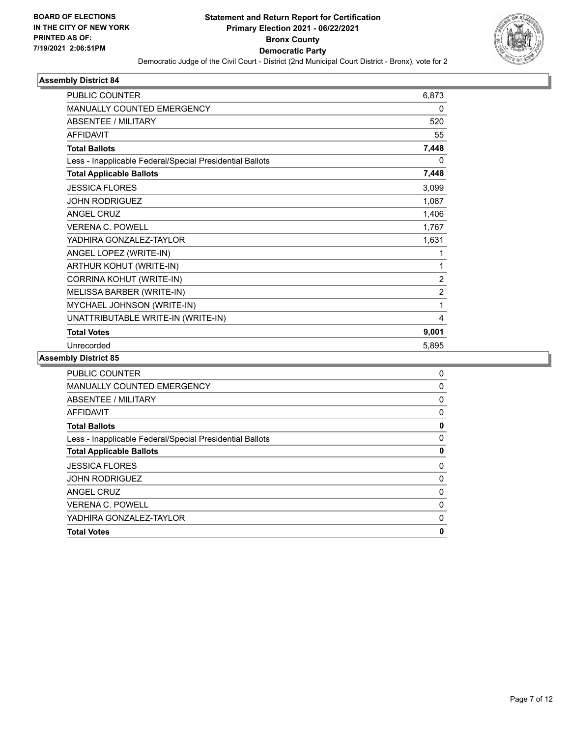**BOARD OF ELECTIONS IN THE CITY OF NEW YORK PRINTED AS OF: 7/19/2021 2:06:51PM**

# Statement and Return Report for Certification
## Primary Election 2021 - 06/22/2021
## Bronx County
## Democratic Party

Democratic Judge of the Civil Court - District (2nd Municipal Court District - Bronx), vote for 2

### Assembly District 84

| | |
|---|---|
| PUBLIC COUNTER | 6,873 |
| MANUALLY COUNTED EMERGENCY | 0 |
| ABSENTEE / MILITARY | 520 |
| AFFIDAVIT | 55 |
| **Total Ballots** | **7,448** |
| Less - Inapplicable Federal/Special Presidential Ballots | 0 |
| **Total Applicable Ballots** | **7,448** |
| JESSICA FLORES | 3,099 |
| JOHN RODRIGUEZ | 1,087 |
| ANGEL CRUZ | 1,406 |
| VERENA C. POWELL | 1,767 |
| YADHIRA GONZALEZ-TAYLOR | 1,631 |
| ANGEL LOPEZ (WRITE-IN) | 1 |
| ARTHUR KOHUT (WRITE-IN) | 1 |
| CORRINA KOHUT (WRITE-IN) | 2 |
| MELISSA BARBER (WRITE-IN) | 2 |
| MYCHAEL JOHNSON (WRITE-IN) | 1 |
| UNATTRIBUTABLE WRITE-IN (WRITE-IN) | 4 |
| **Total Votes** | **9,001** |
| Unrecorded | 5,895 |

### Assembly District 85

| | |
|---|---|
| PUBLIC COUNTER | 0 |
| MANUALLY COUNTED EMERGENCY | 0 |
| ABSENTEE / MILITARY | 0 |
| AFFIDAVIT | 0 |
| **Total Ballots** | **0** |
| Less - Inapplicable Federal/Special Presidential Ballots | 0 |
| **Total Applicable Ballots** | **0** |
| JESSICA FLORES | 0 |
| JOHN RODRIGUEZ | 0 |
| ANGEL CRUZ | 0 |
| VERENA C. POWELL | 0 |
| YADHIRA GONZALEZ-TAYLOR | 0 |
| **Total Votes** | **0** |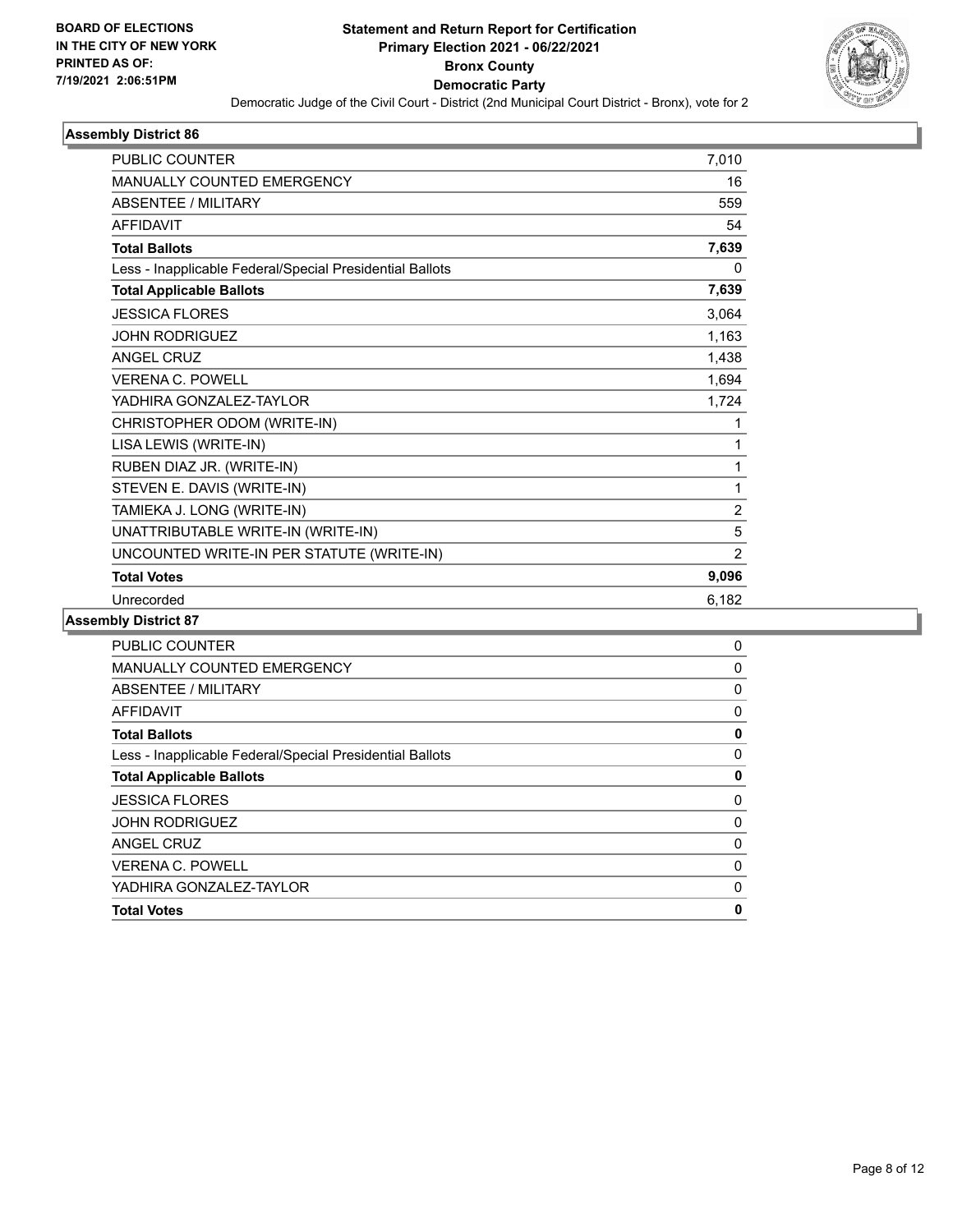**BOARD OF ELECTIONS IN THE CITY OF NEW YORK PRINTED AS OF: 7/19/2021 2:06:51PM**

# Statement and Return Report for Certification
## Primary Election 2021 - 06/22/2021
## Bronx County
## Democratic Party

Democratic Judge of the Civil Court - District (2nd Municipal Court District - Bronx), vote for 2

### Assembly District 86

| | |
|---|---|
| PUBLIC COUNTER | 7,010 |
| MANUALLY COUNTED EMERGENCY | 16 |
| ABSENTEE / MILITARY | 559 |
| AFFIDAVIT | 54 |
| **Total Ballots** | **7,639** |
| Less - Inapplicable Federal/Special Presidential Ballots | 0 |
| **Total Applicable Ballots** | **7,639** |
| JESSICA FLORES | 3,064 |
| JOHN RODRIGUEZ | 1,163 |
| ANGEL CRUZ | 1,438 |
| VERENA C. POWELL | 1,694 |
| YADHIRA GONZALEZ-TAYLOR | 1,724 |
| CHRISTOPHER ODOM (WRITE-IN) | 1 |
| LISA LEWIS (WRITE-IN) | 1 |
| RUBEN DIAZ JR. (WRITE-IN) | 1 |
| STEVEN E. DAVIS (WRITE-IN) | 1 |
| TAMIEKA J. LONG (WRITE-IN) | 2 |
| UNATTRIBUTABLE WRITE-IN (WRITE-IN) | 5 |
| UNCOUNTED WRITE-IN PER STATUTE (WRITE-IN) | 2 |
| **Total Votes** | **9,096** |
| Unrecorded | 6,182 |

### Assembly District 87

| | |
|---|---|
| PUBLIC COUNTER | 0 |
| MANUALLY COUNTED EMERGENCY | 0 |
| ABSENTEE / MILITARY | 0 |
| AFFIDAVIT | 0 |
| **Total Ballots** | **0** |
| Less - Inapplicable Federal/Special Presidential Ballots | 0 |
| **Total Applicable Ballots** | **0** |
| JESSICA FLORES | 0 |
| JOHN RODRIGUEZ | 0 |
| ANGEL CRUZ | 0 |
| VERENA C. POWELL | 0 |
| YADHIRA GONZALEZ-TAYLOR | 0 |
| **Total Votes** | **0** |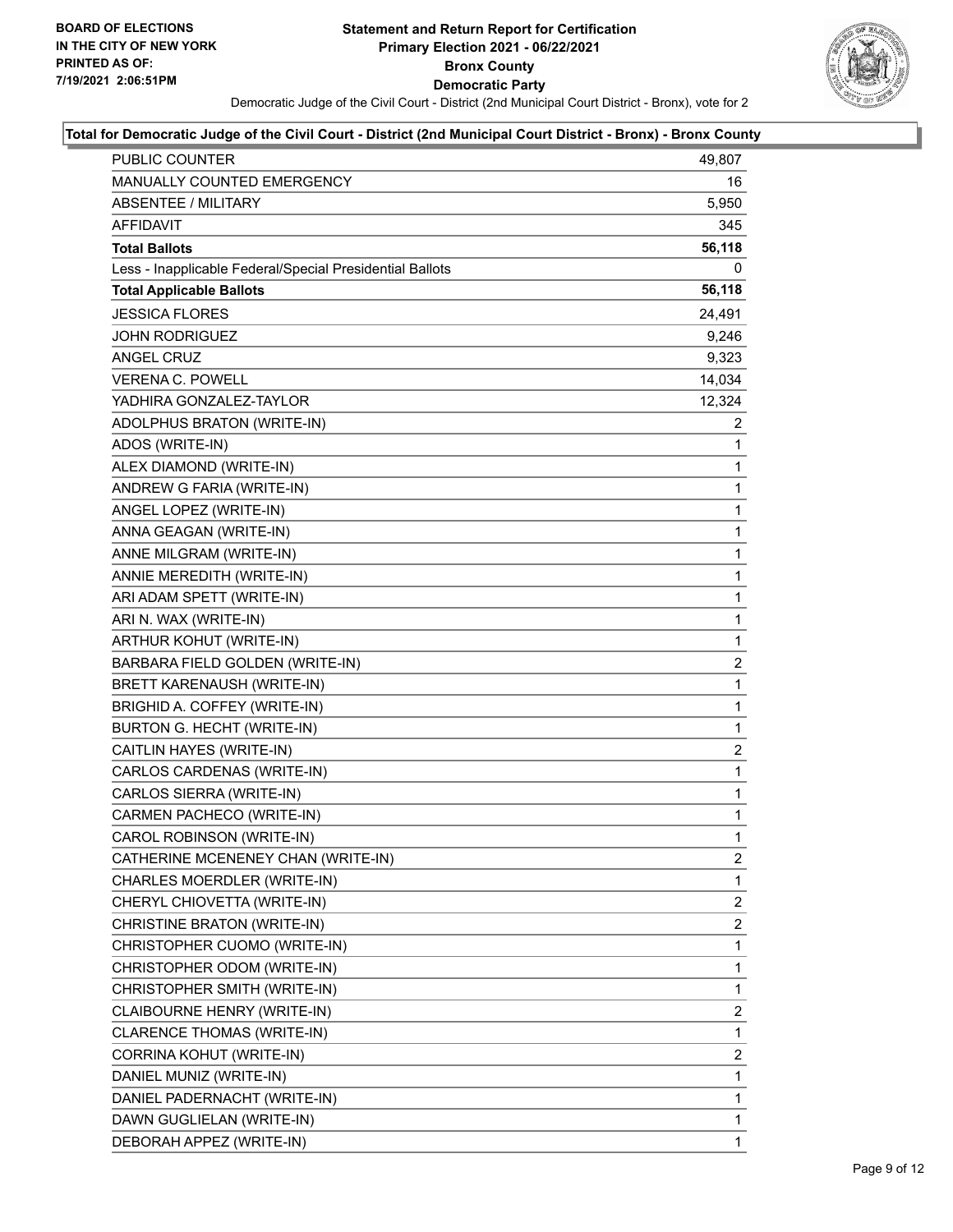**BOARD OF ELECTIONS IN THE CITY OF NEW YORK PRINTED AS OF: 7/19/2021 2:06:51PM**

# Statement and Return Report for Certification
## Primary Election 2021 - 06/22/2021
## Bronx County
## Democratic Party

Democratic Judge of the Civil Court - District (2nd Municipal Court District - Bronx), vote for 2

### Total for Democratic Judge of the Civil Court - District (2nd Municipal Court District - Bronx) - Bronx County

| | |
|---|---|
| PUBLIC COUNTER | 49,807 |
| MANUALLY COUNTED EMERGENCY | 16 |
| ABSENTEE / MILITARY | 5,950 |
| AFFIDAVIT | 345 |
| **Total Ballots** | **56,118** |
| Less - Inapplicable Federal/Special Presidential Ballots | 0 |
| **Total Applicable Ballots** | **56,118** |
| JESSICA FLORES | 24,491 |
| JOHN RODRIGUEZ | 9,246 |
| ANGEL CRUZ | 9,323 |
| VERENA C. POWELL | 14,034 |
| YADHIRA GONZALEZ-TAYLOR | 12,324 |
| ADOLPHUS BRATON (WRITE-IN) | 2 |
| ADOS (WRITE-IN) | 1 |
| ALEX DIAMOND (WRITE-IN) | 1 |
| ANDREW G FARIA (WRITE-IN) | 1 |
| ANGEL LOPEZ (WRITE-IN) | 1 |
| ANNA GEAGAN (WRITE-IN) | 1 |
| ANNE MILGRAM (WRITE-IN) | 1 |
| ANNIE MEREDITH (WRITE-IN) | 1 |
| ARI ADAM SPETT (WRITE-IN) | 1 |
| ARI N. WAX (WRITE-IN) | 1 |
| ARTHUR KOHUT (WRITE-IN) | 1 |
| BARBARA FIELD GOLDEN (WRITE-IN) | 2 |
| BRETT KARENAUSH (WRITE-IN) | 1 |
| BRIGHID A. COFFEY (WRITE-IN) | 1 |
| BURTON G. HECHT (WRITE-IN) | 1 |
| CAITLIN HAYES (WRITE-IN) | 2 |
| CARLOS CARDENAS (WRITE-IN) | 1 |
| CARLOS SIERRA (WRITE-IN) | 1 |
| CARMEN PACHECO (WRITE-IN) | 1 |
| CAROL ROBINSON (WRITE-IN) | 1 |
| CATHERINE MCENENEY CHAN (WRITE-IN) | 2 |
| CHARLES MOERDLER (WRITE-IN) | 1 |
| CHERYL CHIOVETTA (WRITE-IN) | 2 |
| CHRISTINE BRATON (WRITE-IN) | 2 |
| CHRISTOPHER CUOMO (WRITE-IN) | 1 |
| CHRISTOPHER ODOM (WRITE-IN) | 1 |
| CHRISTOPHER SMITH (WRITE-IN) | 1 |
| CLAIBOURNE HENRY (WRITE-IN) | 2 |
| CLARENCE THOMAS (WRITE-IN) | 1 |
| CORRINA KOHUT (WRITE-IN) | 2 |
| DANIEL MUNIZ (WRITE-IN) | 1 |
| DANIEL PADERNACHT (WRITE-IN) | 1 |
| DAWN GUGLIELAN (WRITE-IN) | 1 |
| DEBORAH APPEZ (WRITE-IN) | 1 |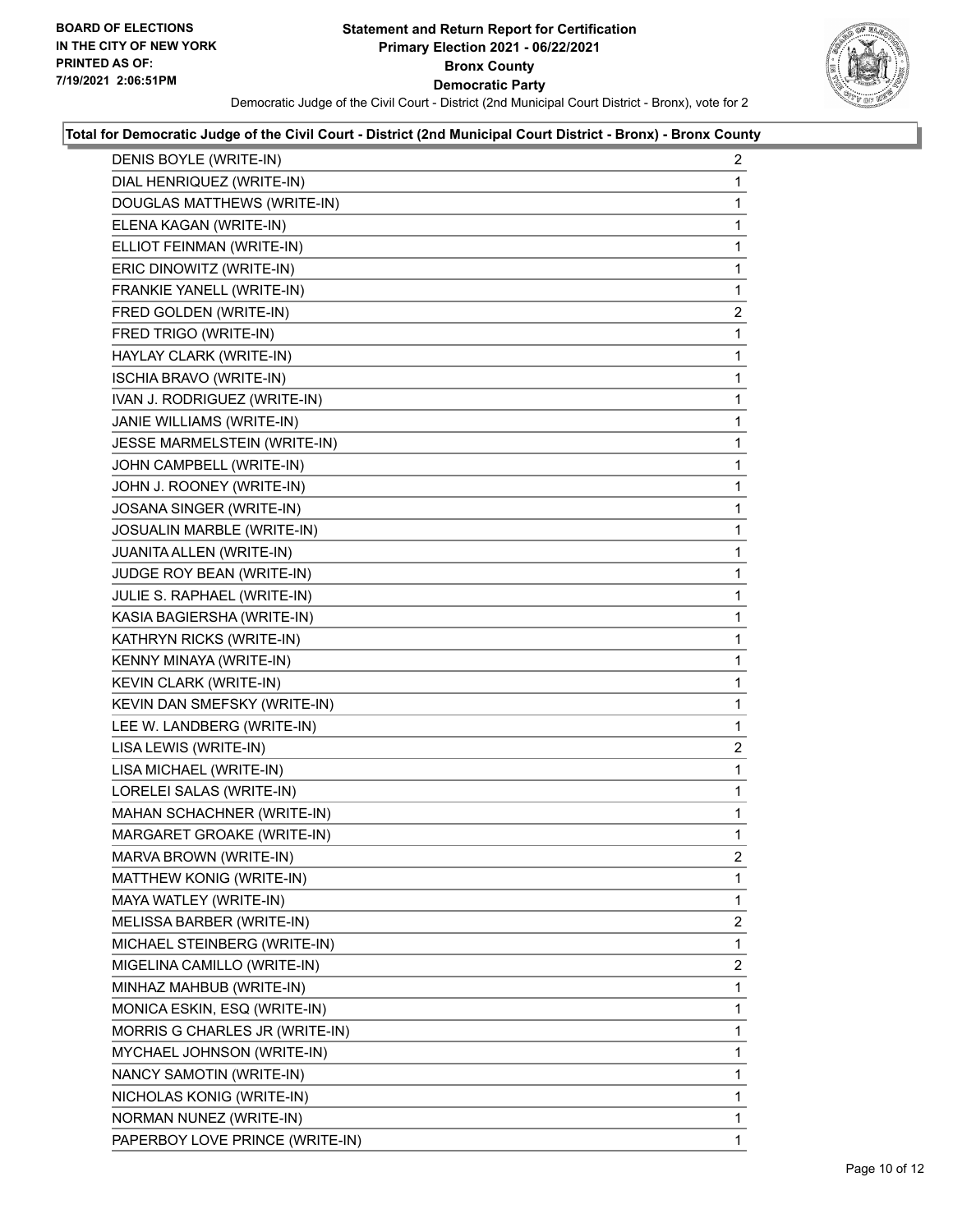**Board of Elections in the City of New York**
**Printed as of: 7/19/2021 2:06:51PM**

# Statement and Return Report for Certification
## Primary Election 2021 - 06/22/2021
## Bronx County
## Democratic Party

Democratic Judge of the Civil Court - District (2nd Municipal Court District - Bronx), vote for 2

### Total for Democratic Judge of the Civil Court - District (2nd Municipal Court District - Bronx) - Bronx County

| | |
|---|---|
| DENIS BOYLE (WRITE-IN) | 2 |
| DIAL HENRIQUEZ (WRITE-IN) | 1 |
| DOUGLAS MATTHEWS (WRITE-IN) | 1 |
| ELENA KAGAN (WRITE-IN) | 1 |
| ELLIOT FEINMAN (WRITE-IN) | 1 |
| ERIC DINOWITZ (WRITE-IN) | 1 |
| FRANKIE YANELL (WRITE-IN) | 1 |
| FRED GOLDEN (WRITE-IN) | 2 |
| FRED TRIGO (WRITE-IN) | 1 |
| HAYLAY CLARK (WRITE-IN) | 1 |
| ISCHIA BRAVO (WRITE-IN) | 1 |
| IVAN J. RODRIGUEZ (WRITE-IN) | 1 |
| JANIE WILLIAMS (WRITE-IN) | 1 |
| JESSE MARMELSTEIN (WRITE-IN) | 1 |
| JOHN CAMPBELL (WRITE-IN) | 1 |
| JOHN J. ROONEY (WRITE-IN) | 1 |
| JOSANA SINGER (WRITE-IN) | 1 |
| JOSUALIN MARBLE (WRITE-IN) | 1 |
| JUANITA ALLEN (WRITE-IN) | 1 |
| JUDGE ROY BEAN (WRITE-IN) | 1 |
| JULIE S. RAPHAEL (WRITE-IN) | 1 |
| KASIA BAGIERSHA (WRITE-IN) | 1 |
| KATHRYN RICKS (WRITE-IN) | 1 |
| KENNY MINAYA (WRITE-IN) | 1 |
| KEVIN CLARK (WRITE-IN) | 1 |
| KEVIN DAN SMEFSKY (WRITE-IN) | 1 |
| LEE W. LANDBERG (WRITE-IN) | 1 |
| LISA LEWIS (WRITE-IN) | 2 |
| LISA MICHAEL (WRITE-IN) | 1 |
| LORELEI SALAS (WRITE-IN) | 1 |
| MAHAN SCHACHNER (WRITE-IN) | 1 |
| MARGARET GROAKE (WRITE-IN) | 1 |
| MARVA BROWN (WRITE-IN) | 2 |
| MATTHEW KONIG (WRITE-IN) | 1 |
| MAYA WATLEY (WRITE-IN) | 1 |
| MELISSA BARBER (WRITE-IN) | 2 |
| MICHAEL STEINBERG (WRITE-IN) | 1 |
| MIGELINA CAMILLO (WRITE-IN) | 2 |
| MINHAZ MAHBUB (WRITE-IN) | 1 |
| MONICA ESKIN, ESQ (WRITE-IN) | 1 |
| MORRIS G CHARLES JR (WRITE-IN) | 1 |
| MYCHAEL JOHNSON (WRITE-IN) | 1 |
| NANCY SAMOTIN (WRITE-IN) | 1 |
| NICHOLAS KONIG (WRITE-IN) | 1 |
| NORMAN NUNEZ (WRITE-IN) | 1 |
| PAPERBOY LOVE PRINCE (WRITE-IN) | 1 |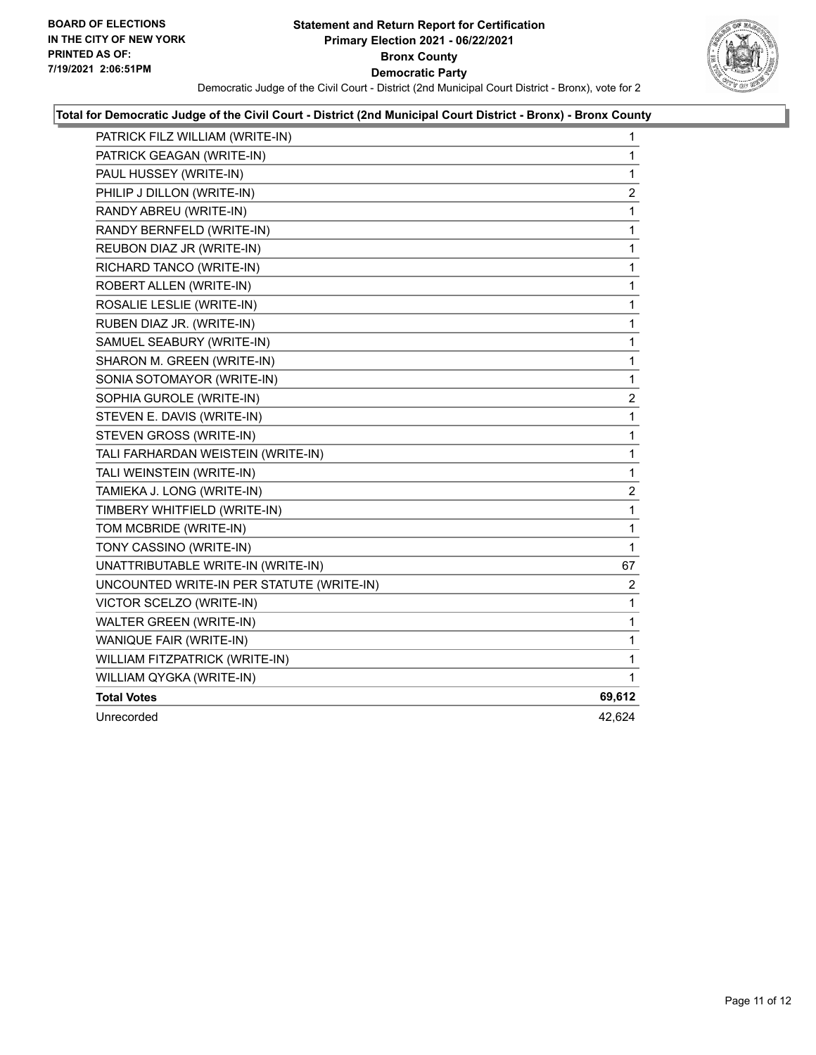BOARD OF ELECTIONS
IN THE CITY OF NEW YORK
PRINTED AS OF:
7/19/2021 2:06:51PM

**Statement and Return Report for Certification**
**Primary Election 2021 - 06/22/2021**
**Bronx County**
**Democratic Party**

Democratic Judge of the Civil Court - District (2nd Municipal Court District - Bronx), vote for 2

### Total for Democratic Judge of the Civil Court - District (2nd Municipal Court District - Bronx) - Bronx County

| | |
|---|---|
| PATRICK FILZ WILLIAM (WRITE-IN) | 1 |
| PATRICK GEAGAN (WRITE-IN) | 1 |
| PAUL HUSSEY (WRITE-IN) | 1 |
| PHILIP J DILLON (WRITE-IN) | 2 |
| RANDY ABREU (WRITE-IN) | 1 |
| RANDY BERNFELD (WRITE-IN) | 1 |
| REUBON DIAZ JR (WRITE-IN) | 1 |
| RICHARD TANCO (WRITE-IN) | 1 |
| ROBERT ALLEN (WRITE-IN) | 1 |
| ROSALIE LESLIE (WRITE-IN) | 1 |
| RUBEN DIAZ JR. (WRITE-IN) | 1 |
| SAMUEL SEABURY (WRITE-IN) | 1 |
| SHARON M. GREEN (WRITE-IN) | 1 |
| SONIA SOTOMAYOR (WRITE-IN) | 1 |
| SOPHIA GUROLE (WRITE-IN) | 2 |
| STEVEN E. DAVIS (WRITE-IN) | 1 |
| STEVEN GROSS (WRITE-IN) | 1 |
| TALI FARHARDAN WEISTEIN (WRITE-IN) | 1 |
| TALI WEINSTEIN (WRITE-IN) | 1 |
| TAMIEKA J. LONG (WRITE-IN) | 2 |
| TIMBERY WHITFIELD (WRITE-IN) | 1 |
| TOM MCBRIDE (WRITE-IN) | 1 |
| TONY CASSINO (WRITE-IN) | 1 |
| UNATTRIBUTABLE WRITE-IN (WRITE-IN) | 67 |
| UNCOUNTED WRITE-IN PER STATUTE (WRITE-IN) | 2 |
| VICTOR SCELZO (WRITE-IN) | 1 |
| WALTER GREEN (WRITE-IN) | 1 |
| WANIQUE FAIR (WRITE-IN) | 1 |
| WILLIAM FITZPATRICK (WRITE-IN) | 1 |
| WILLIAM QYGKA (WRITE-IN) | 1 |
| **Total Votes** | **69,612** |
| Unrecorded | 42,624 |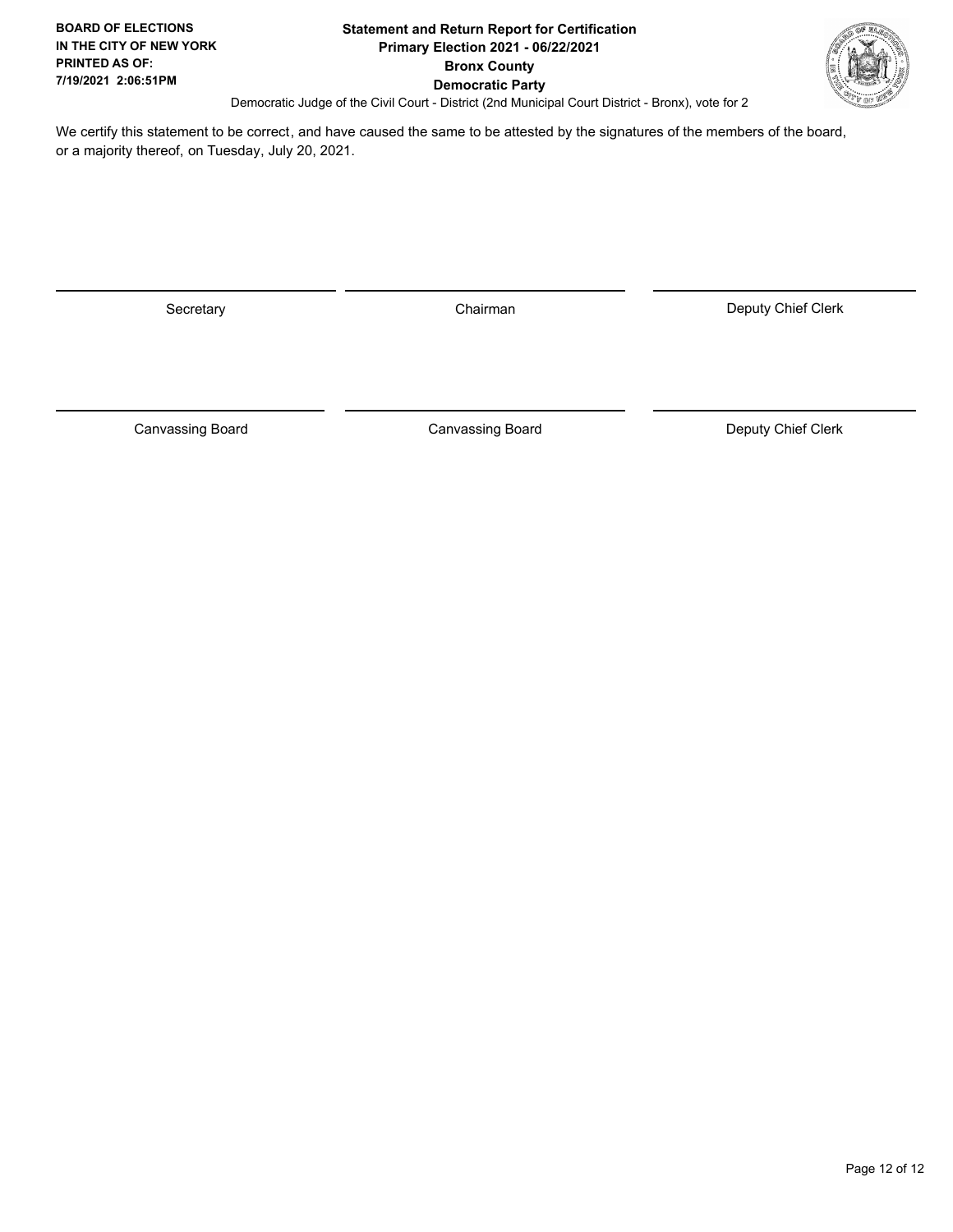We certify this statement to be correct, and have caused the same to be attested by the signatures of the members of the board, or a majority thereof, on Tuesday, July 20, 2021.

| | | |
|---|---|---|
| Secretary | Chairman | Deputy Chief Clerk |
| Canvassing Board | Canvassing Board | Deputy Chief Clerk |